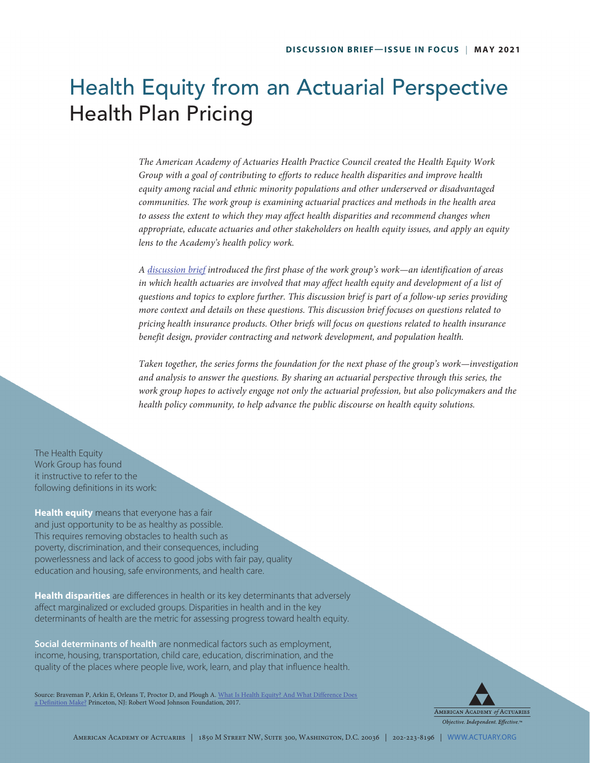DISCUSSION BRIEF—ISSUE IN FOCUS | MAY 2021

# Health Equity from an Actuarial Perspective
## Health Plan Pricing

*The American Academy of Actuaries Health Practice Council created the Health Equity Work Group with a goal of contributing to efforts to reduce health disparities and improve health equity among racial and ethnic minority populations and other underserved or disadvantaged communities. The work group is examining actuarial practices and methods in the health area to assess the extent to which they may affect health disparities and recommend changes when appropriate, educate actuaries and other stakeholders on health equity issues, and apply an equity lens to the Academy's health policy work.*

*A discussion brief introduced the first phase of the work group's work—an identification of areas in which health actuaries are involved that may affect health equity and development of a list of questions and topics to explore further. This discussion brief is part of a follow-up series providing more context and details on these questions. This discussion brief focuses on questions related to pricing health insurance products. Other briefs will focus on questions related to health insurance benefit design, provider contracting and network development, and population health.*

*Taken together, the series forms the foundation for the next phase of the group's work—investigation and analysis to answer the questions. By sharing an actuarial perspective through this series, the work group hopes to actively engage not only the actuarial profession, but also policymakers and the health policy community, to help advance the public discourse on health equity solutions.*

The Health Equity Work Group has found it instructive to refer to the following definitions in its work:

**Health equity** means that everyone has a fair and just opportunity to be as healthy as possible. This requires removing obstacles to health such as poverty, discrimination, and their consequences, including powerlessness and lack of access to good jobs with fair pay, quality education and housing, safe environments, and health care.

**Health disparities** are differences in health or its key determinants that adversely affect marginalized or excluded groups. Disparities in health and in the key determinants of health are the metric for assessing progress toward health equity.

**Social determinants of health** are nonmedical factors such as employment, income, housing, transportation, child care, education, discrimination, and the quality of the places where people live, work, learn, and play that influence health.

Source: Braveman P, Arkin E, Orleans T, Proctor D, and Plough A. What Is Health Equity? And What Difference Does a Definition Make? Princeton, NJ: Robert Wood Johnson Foundation, 2017.

AMERICAN ACADEMY *of* ACTUARIES
*Objective. Independent. Effective.™*

AMERICAN ACADEMY OF ACTUARIES | 1850 M STREET NW, SUITE 300, WASHINGTON, D.C. 20036 | 202-223-8196 | WWW.ACTUARY.ORG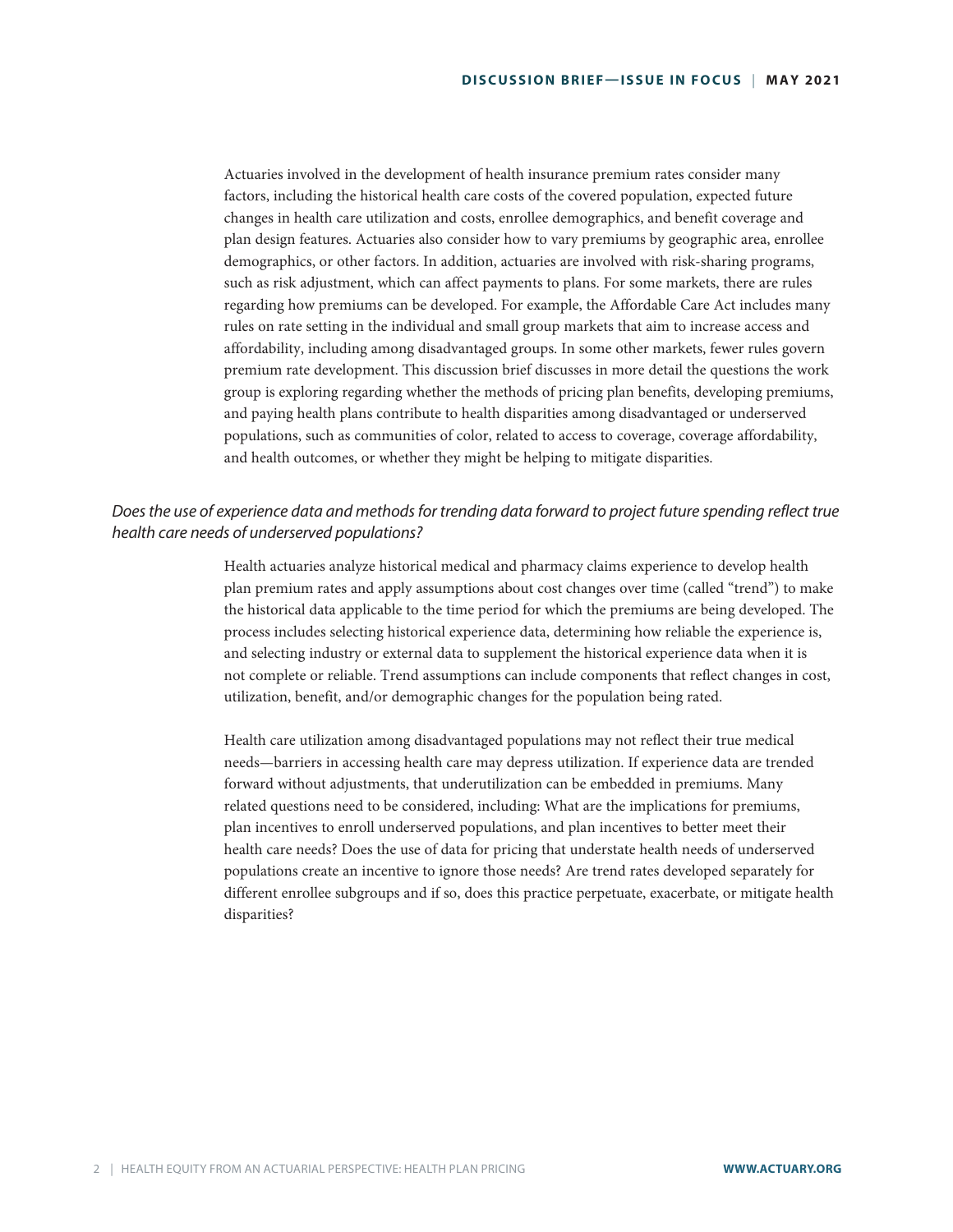Actuaries involved in the development of health insurance premium rates consider many factors, including the historical health care costs of the covered population, expected future changes in health care utilization and costs, enrollee demographics, and benefit coverage and plan design features. Actuaries also consider how to vary premiums by geographic area, enrollee demographics, or other factors. In addition, actuaries are involved with risk-sharing programs, such as risk adjustment, which can affect payments to plans. For some markets, there are rules regarding how premiums can be developed. For example, the Affordable Care Act includes many rules on rate setting in the individual and small group markets that aim to increase access and affordability, including among disadvantaged groups. In some other markets, fewer rules govern premium rate development. This discussion brief discusses in more detail the questions the work group is exploring regarding whether the methods of pricing plan benefits, developing premiums, and paying health plans contribute to health disparities among disadvantaged or underserved populations, such as communities of color, related to access to coverage, coverage affordability, and health outcomes, or whether they might be helping to mitigate disparities.

### *Does the use of experience data and methods for trending data forward to project future spending reflect true health care needs of underserved populations?*

Health actuaries analyze historical medical and pharmacy claims experience to develop health plan premium rates and apply assumptions about cost changes over time (called "trend") to make the historical data applicable to the time period for which the premiums are being developed. The process includes selecting historical experience data, determining how reliable the experience is, and selecting industry or external data to supplement the historical experience data when it is not complete or reliable. Trend assumptions can include components that reflect changes in cost, utilization, benefit, and/or demographic changes for the population being rated.

Health care utilization among disadvantaged populations may not reflect their true medical needs—barriers in accessing health care may depress utilization. If experience data are trended forward without adjustments, that underutilization can be embedded in premiums. Many related questions need to be considered, including: What are the implications for premiums, plan incentives to enroll underserved populations, and plan incentives to better meet their health care needs? Does the use of data for pricing that understate health needs of underserved populations create an incentive to ignore those needs? Are trend rates developed separately for different enrollee subgroups and if so, does this practice perpetuate, exacerbate, or mitigate health disparities?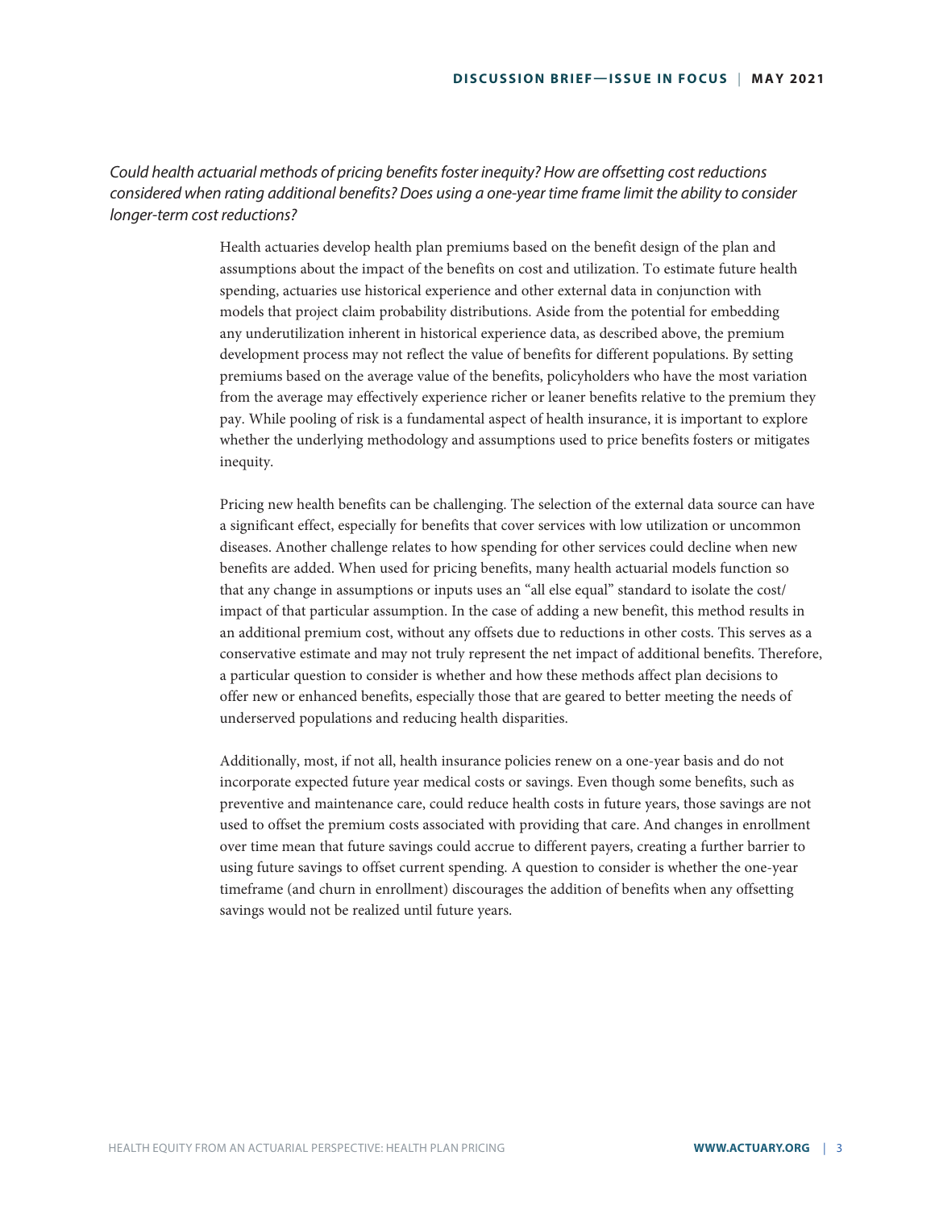*Could health actuarial methods of pricing benefits foster inequity? How are offsetting cost reductions considered when rating additional benefits? Does using a one-year time frame limit the ability to consider longer-term cost reductions?*

Health actuaries develop health plan premiums based on the benefit design of the plan and assumptions about the impact of the benefits on cost and utilization. To estimate future health spending, actuaries use historical experience and other external data in conjunction with models that project claim probability distributions. Aside from the potential for embedding any underutilization inherent in historical experience data, as described above, the premium development process may not reflect the value of benefits for different populations. By setting premiums based on the average value of the benefits, policyholders who have the most variation from the average may effectively experience richer or leaner benefits relative to the premium they pay. While pooling of risk is a fundamental aspect of health insurance, it is important to explore whether the underlying methodology and assumptions used to price benefits fosters or mitigates inequity.

Pricing new health benefits can be challenging. The selection of the external data source can have a significant effect, especially for benefits that cover services with low utilization or uncommon diseases. Another challenge relates to how spending for other services could decline when new benefits are added. When used for pricing benefits, many health actuarial models function so that any change in assumptions or inputs uses an "all else equal" standard to isolate the cost/impact of that particular assumption. In the case of adding a new benefit, this method results in an additional premium cost, without any offsets due to reductions in other costs. This serves as a conservative estimate and may not truly represent the net impact of additional benefits. Therefore, a particular question to consider is whether and how these methods affect plan decisions to offer new or enhanced benefits, especially those that are geared to better meeting the needs of underserved populations and reducing health disparities.

Additionally, most, if not all, health insurance policies renew on a one-year basis and do not incorporate expected future year medical costs or savings. Even though some benefits, such as preventive and maintenance care, could reduce health costs in future years, those savings are not used to offset the premium costs associated with providing that care. And changes in enrollment over time mean that future savings could accrue to different payers, creating a further barrier to using future savings to offset current spending. A question to consider is whether the one-year timeframe (and churn in enrollment) discourages the addition of benefits when any offsetting savings would not be realized until future years.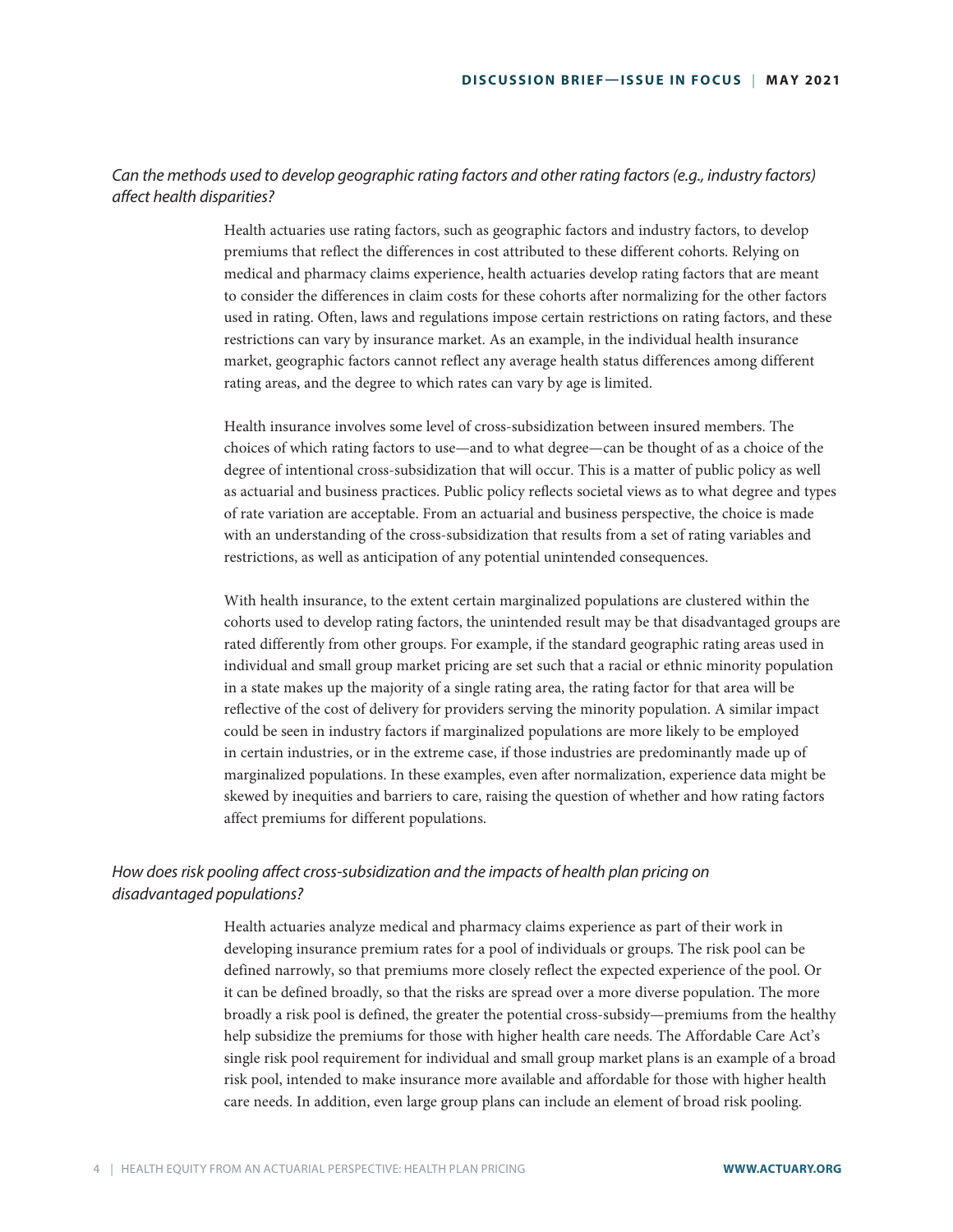*Can the methods used to develop geographic rating factors and other rating factors (e.g., industry factors) affect health disparities?*

Health actuaries use rating factors, such as geographic factors and industry factors, to develop premiums that reflect the differences in cost attributed to these different cohorts. Relying on medical and pharmacy claims experience, health actuaries develop rating factors that are meant to consider the differences in claim costs for these cohorts after normalizing for the other factors used in rating. Often, laws and regulations impose certain restrictions on rating factors, and these restrictions can vary by insurance market. As an example, in the individual health insurance market, geographic factors cannot reflect any average health status differences among different rating areas, and the degree to which rates can vary by age is limited.

Health insurance involves some level of cross-subsidization between insured members. The choices of which rating factors to use—and to what degree—can be thought of as a choice of the degree of intentional cross-subsidization that will occur. This is a matter of public policy as well as actuarial and business practices. Public policy reflects societal views as to what degree and types of rate variation are acceptable. From an actuarial and business perspective, the choice is made with an understanding of the cross-subsidization that results from a set of rating variables and restrictions, as well as anticipation of any potential unintended consequences.

With health insurance, to the extent certain marginalized populations are clustered within the cohorts used to develop rating factors, the unintended result may be that disadvantaged groups are rated differently from other groups. For example, if the standard geographic rating areas used in individual and small group market pricing are set such that a racial or ethnic minority population in a state makes up the majority of a single rating area, the rating factor for that area will be reflective of the cost of delivery for providers serving the minority population. A similar impact could be seen in industry factors if marginalized populations are more likely to be employed in certain industries, or in the extreme case, if those industries are predominantly made up of marginalized populations. In these examples, even after normalization, experience data might be skewed by inequities and barriers to care, raising the question of whether and how rating factors affect premiums for different populations.

*How does risk pooling affect cross-subsidization and the impacts of health plan pricing on disadvantaged populations?*

Health actuaries analyze medical and pharmacy claims experience as part of their work in developing insurance premium rates for a pool of individuals or groups. The risk pool can be defined narrowly, so that premiums more closely reflect the expected experience of the pool. Or it can be defined broadly, so that the risks are spread over a more diverse population. The more broadly a risk pool is defined, the greater the potential cross-subsidy—premiums from the healthy help subsidize the premiums for those with higher health care needs. The Affordable Care Act's single risk pool requirement for individual and small group market plans is an example of a broad risk pool, intended to make insurance more available and affordable for those with higher health care needs. In addition, even large group plans can include an element of broad risk pooling.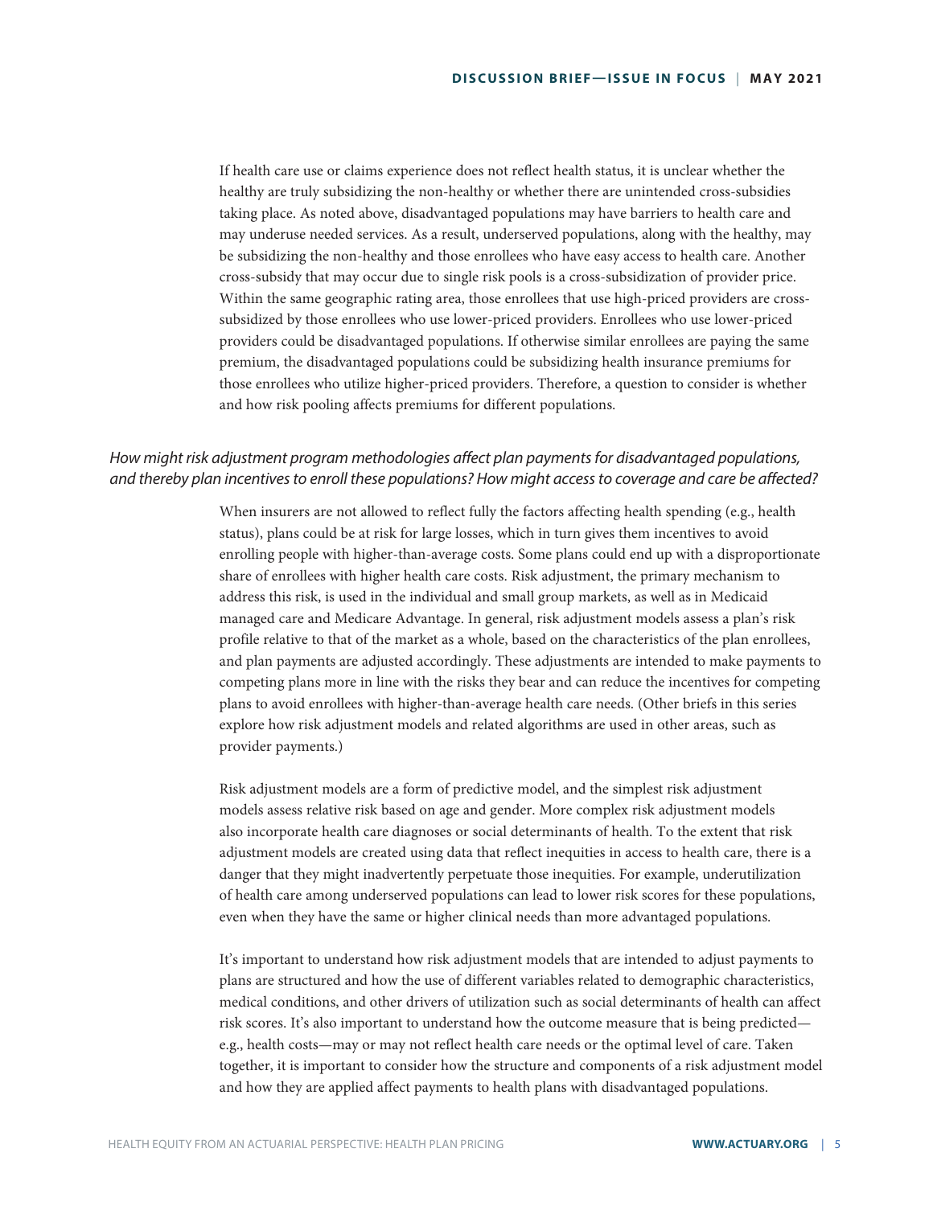If health care use or claims experience does not reflect health status, it is unclear whether the healthy are truly subsidizing the non-healthy or whether there are unintended cross-subsidies taking place. As noted above, disadvantaged populations may have barriers to health care and may underuse needed services. As a result, underserved populations, along with the healthy, may be subsidizing the non-healthy and those enrollees who have easy access to health care. Another cross-subsidy that may occur due to single risk pools is a cross-subsidization of provider price. Within the same geographic rating area, those enrollees that use high-priced providers are cross-subsidized by those enrollees who use lower-priced providers. Enrollees who use lower-priced providers could be disadvantaged populations. If otherwise similar enrollees are paying the same premium, the disadvantaged populations could be subsidizing health insurance premiums for those enrollees who utilize higher-priced providers. Therefore, a question to consider is whether and how risk pooling affects premiums for different populations.

### *How might risk adjustment program methodologies affect plan payments for disadvantaged populations, and thereby plan incentives to enroll these populations? How might access to coverage and care be affected?*

When insurers are not allowed to reflect fully the factors affecting health spending (e.g., health status), plans could be at risk for large losses, which in turn gives them incentives to avoid enrolling people with higher-than-average costs. Some plans could end up with a disproportionate share of enrollees with higher health care costs. Risk adjustment, the primary mechanism to address this risk, is used in the individual and small group markets, as well as in Medicaid managed care and Medicare Advantage. In general, risk adjustment models assess a plan's risk profile relative to that of the market as a whole, based on the characteristics of the plan enrollees, and plan payments are adjusted accordingly. These adjustments are intended to make payments to competing plans more in line with the risks they bear and can reduce the incentives for competing plans to avoid enrollees with higher-than-average health care needs. (Other briefs in this series explore how risk adjustment models and related algorithms are used in other areas, such as provider payments.)

Risk adjustment models are a form of predictive model, and the simplest risk adjustment models assess relative risk based on age and gender. More complex risk adjustment models also incorporate health care diagnoses or social determinants of health. To the extent that risk adjustment models are created using data that reflect inequities in access to health care, there is a danger that they might inadvertently perpetuate those inequities. For example, underutilization of health care among underserved populations can lead to lower risk scores for these populations, even when they have the same or higher clinical needs than more advantaged populations.

It's important to understand how risk adjustment models that are intended to adjust payments to plans are structured and how the use of different variables related to demographic characteristics, medical conditions, and other drivers of utilization such as social determinants of health can affect risk scores. It's also important to understand how the outcome measure that is being predicted—e.g., health costs—may or may not reflect health care needs or the optimal level of care. Taken together, it is important to consider how the structure and components of a risk adjustment model and how they are applied affect payments to health plans with disadvantaged populations.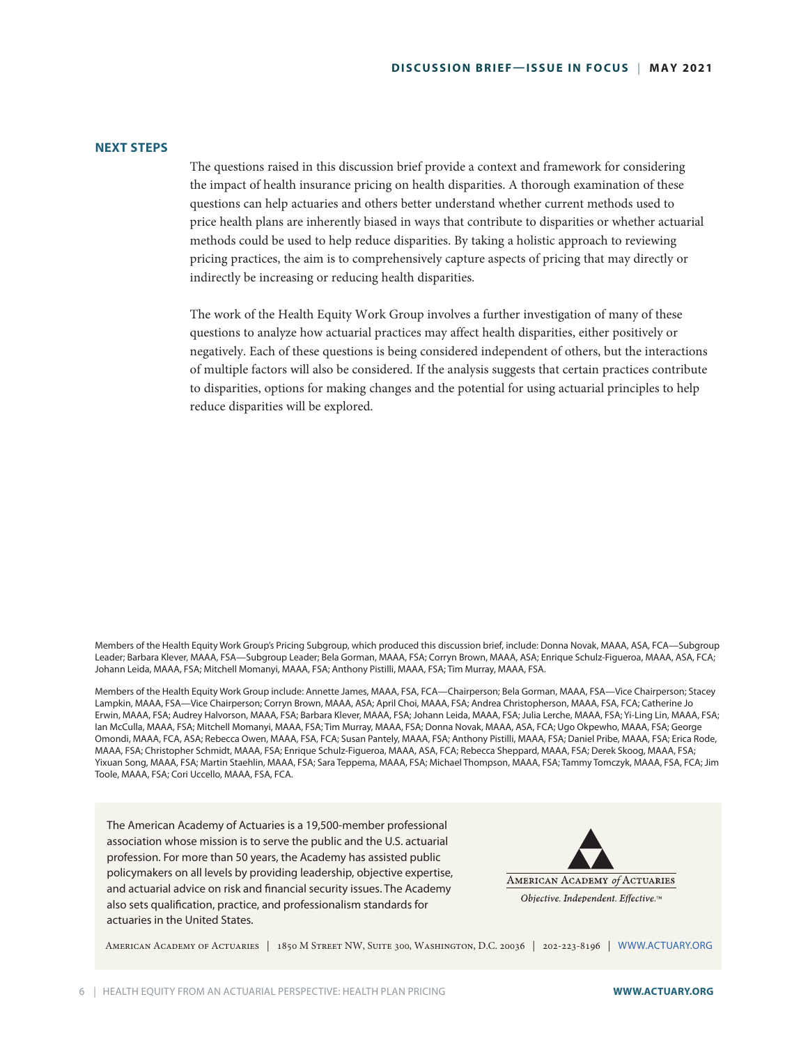## NEXT STEPS

The questions raised in this discussion brief provide a context and framework for considering the impact of health insurance pricing on health disparities. A thorough examination of these questions can help actuaries and others better understand whether current methods used to price health plans are inherently biased in ways that contribute to disparities or whether actuarial methods could be used to help reduce disparities. By taking a holistic approach to reviewing pricing practices, the aim is to comprehensively capture aspects of pricing that may directly or indirectly be increasing or reducing health disparities.

The work of the Health Equity Work Group involves a further investigation of many of these questions to analyze how actuarial practices may affect health disparities, either positively or negatively. Each of these questions is being considered independent of others, but the interactions of multiple factors will also be considered. If the analysis suggests that certain practices contribute to disparities, options for making changes and the potential for using actuarial principles to help reduce disparities will be explored.

Members of the Health Equity Work Group's Pricing Subgroup, which produced this discussion brief, include: Donna Novak, MAAA, ASA, FCA—Subgroup Leader; Barbara Klever, MAAA, FSA—Subgroup Leader; Bela Gorman, MAAA, FSA; Corryn Brown, MAAA, ASA; Enrique Schulz-Figueroa, MAAA, ASA, FCA; Johann Leida, MAAA, FSA; Mitchell Momanyi, MAAA, FSA; Anthony Pistilli, MAAA, FSA; Tim Murray, MAAA, FSA.

Members of the Health Equity Work Group include: Annette James, MAAA, FSA, FCA—Chairperson; Bela Gorman, MAAA, FSA—Vice Chairperson; Stacey Lampkin, MAAA, FSA—Vice Chairperson; Corryn Brown, MAAA, ASA; April Choi, MAAA, FSA; Andrea Christopherson, MAAA, FSA, FCA; Catherine Jo Erwin, MAAA, FSA; Audrey Halvorson, MAAA, FSA; Barbara Klever, MAAA, FSA; Johann Leida, MAAA, FSA; Julia Lerche, MAAA, FSA; Yi-Ling Lin, MAAA, FSA; Ian McCulla, MAAA, FSA; Mitchell Momanyi, MAAA, FSA; Tim Murray, MAAA, FSA; Donna Novak, MAAA, ASA, FCA; Ugo Okpewho, MAAA, FSA; George Omondi, MAAA, FCA, ASA; Rebecca Owen, MAAA, FSA, FCA; Susan Pantely, MAAA, FSA; Anthony Pistilli, MAAA, FSA; Daniel Pribe, MAAA, FSA; Erica Rode, MAAA, FSA; Christopher Schmidt, MAAA, FSA; Enrique Schulz-Figueroa, MAAA, ASA, FCA; Rebecca Sheppard, MAAA, FSA; Derek Skoog, MAAA, FSA; Yixuan Song, MAAA, FSA; Martin Staehlin, MAAA, FSA; Sara Teppema, MAAA, FSA; Michael Thompson, MAAA, FSA; Tammy Tomczyk, MAAA, FSA, FCA; Jim Toole, MAAA, FSA; Cori Uccello, MAAA, FSA, FCA.

The American Academy of Actuaries is a 19,500-member professional association whose mission is to serve the public and the U.S. actuarial profession. For more than 50 years, the Academy has assisted public policymakers on all levels by providing leadership, objective expertise, and actuarial advice on risk and financial security issues. The Academy also sets qualification, practice, and professionalism standards for actuaries in the United States.

AMERICAN ACADEMY *of* ACTUARIES

*Objective. Independent. Effective.™*

AMERICAN ACADEMY OF ACTUARIES | 1850 M STREET NW, SUITE 300, WASHINGTON, D.C. 20036 | 202-223-8196 | WWW.ACTUARY.ORG